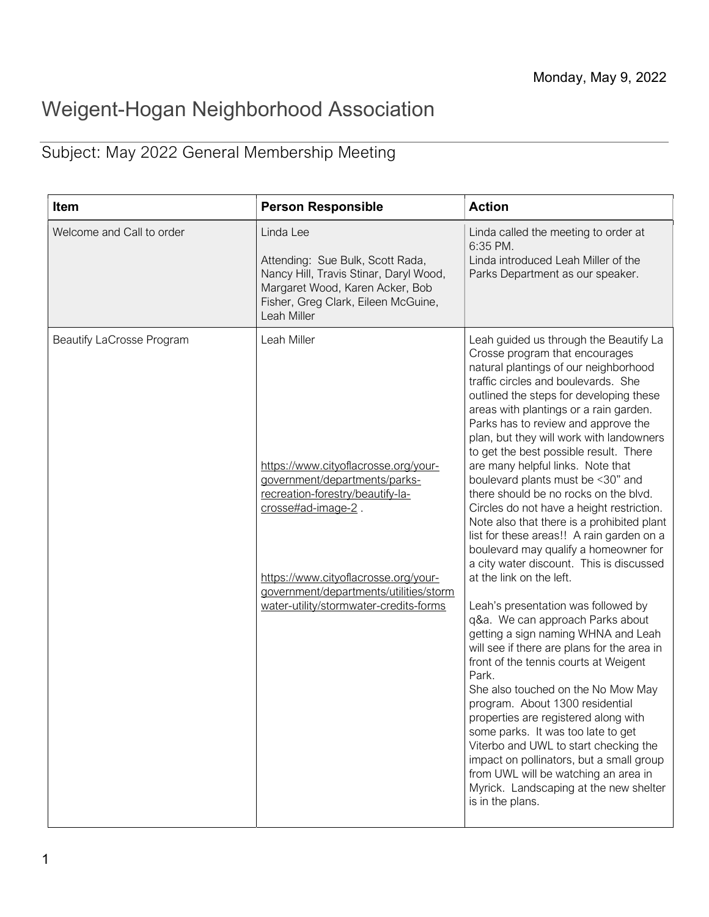Monday, May 9, 2022

# Weigent-Hogan Neighborhood Association

## Subject: May 2022 General Membership Meeting

| Item | Person Responsible | Action |
|---|---|---|
| Welcome and Call to order | Linda Lee<br><br>Attending: Sue Bulk, Scott Rada, Nancy Hill, Travis Stinar, Daryl Wood, Margaret Wood, Karen Acker, Bob Fisher, Greg Clark, Eileen McGuine, Leah Miller | Linda called the meeting to order at 6:35 PM.<br>Linda introduced Leah Miller of the Parks Department as our speaker. |
| Beautify LaCrosse Program | Leah Miller<br><br>https://www.cityoflacrosse.org/your-government/departments/parks-recreation-forestry/beautify-la-crosse#ad-image-2 .<br><br>https://www.cityoflacrosse.org/your-government/departments/utilities/stormwater-utility/stormwater-credits-forms | Leah guided us through the Beautify La Crosse program that encourages natural plantings of our neighborhood traffic circles and boulevards. She outlined the steps for developing these areas with plantings or a rain garden. Parks has to review and approve the plan, but they will work with landowners to get the best possible result. There are many helpful links. Note that boulevard plants must be <30" and there should be no rocks on the blvd. Circles do not have a height restriction. Note also that there is a prohibited plant list for these areas!! A rain garden on a boulevard may qualify a homeowner for a city water discount. This is discussed at the link on the left.<br><br>Leah's presentation was followed by q&a. We can approach Parks about getting a sign naming WHNA and Leah will see if there are plans for the area in front of the tennis courts at Weigent Park.<br>She also touched on the No Mow May program. About 1300 residential properties are registered along with some parks. It was too late to get Viterbo and UWL to start checking the impact on pollinators, but a small group from UWL will be watching an area in Myrick. Landscaping at the new shelter is in the plans. |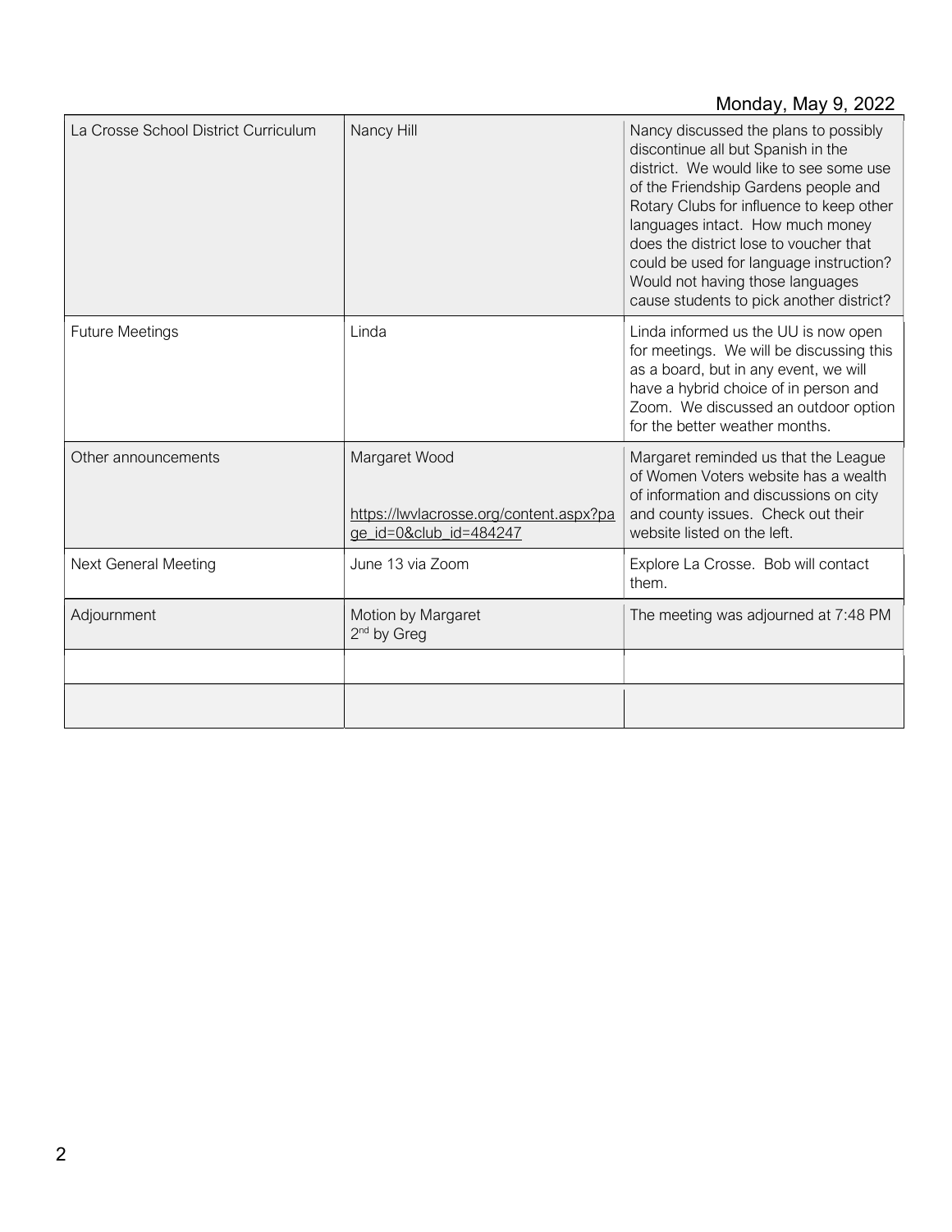Monday, May 9, 2022

| | | |
|---|---|---|
| La Crosse School District Curriculum | Nancy Hill | Nancy discussed the plans to possibly discontinue all but Spanish in the district. We would like to see some use of the Friendship Gardens people and Rotary Clubs for influence to keep other languages intact. How much money does the district lose to voucher that could be used for language instruction? Would not having those languages cause students to pick another district? |
| Future Meetings | Linda | Linda informed us the UU is now open for meetings. We will be discussing this as a board, but in any event, we will have a hybrid choice of in person and Zoom. We discussed an outdoor option for the better weather months. |
| Other announcements | Margaret Wood<br><br>https://lwvlacrosse.org/content.aspx?page_id=0&club_id=484247 | Margaret reminded us that the League of Women Voters website has a wealth of information and discussions on city and county issues. Check out their website listed on the left. |
| Next General Meeting | June 13 via Zoom | Explore La Crosse. Bob will contact them. |
| Adjournment | Motion by Margaret<br>2nd by Greg | The meeting was adjourned at 7:48 PM |
| | | |
| | | |